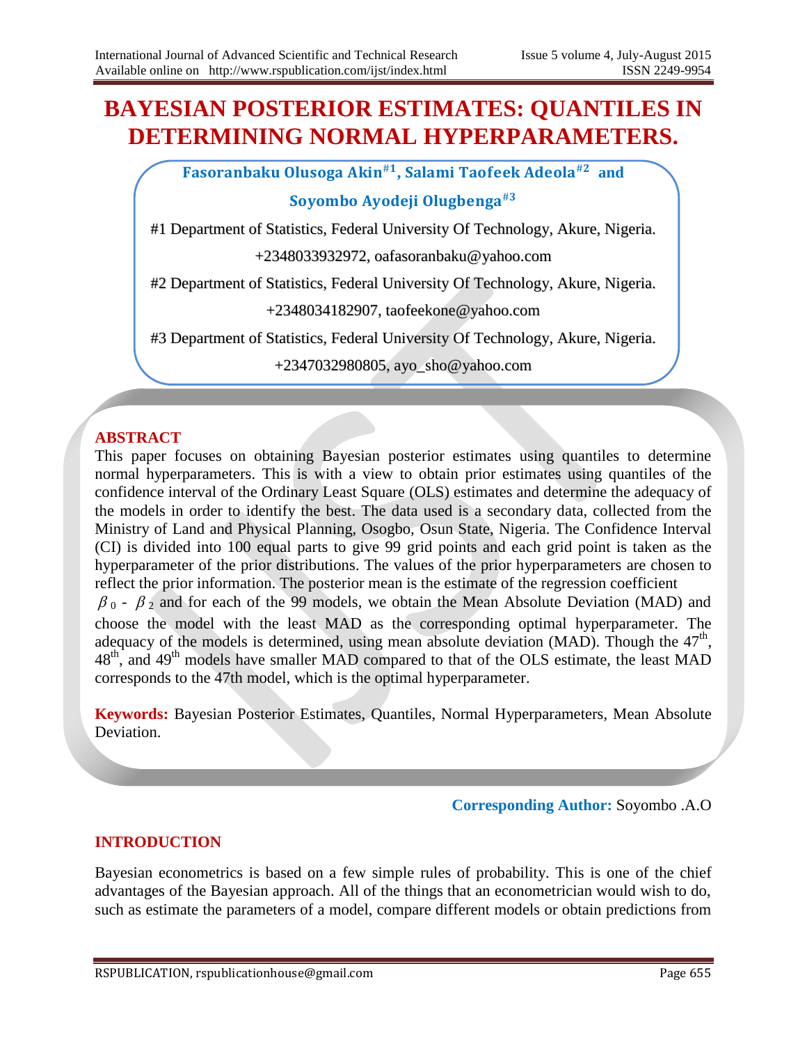# BAYESIAN POSTERIOR ESTIMATES: QUANTILES IN DETERMINING NORMAL HYPERPARAMETERS.

**Fasoranbaku Olusoga Akin[#1], Salami Taofeek Adeola[#2] and Soyombo Ayodeji Olugbenga[#3]**

#1 Department of Statistics, Federal University Of Technology, Akure, Nigeria.
+2348033932972, oafasoranbaku@yahoo.com

#2 Department of Statistics, Federal University Of Technology, Akure, Nigeria.
+2348034182907, taofeekone@yahoo.com

#3 Department of Statistics, Federal University Of Technology, Akure, Nigeria.
+2347032980805, ayo_sho@yahoo.com

## ABSTRACT

This paper focuses on obtaining Bayesian posterior estimates using quantiles to determine normal hyperparameters. This is with a view to obtain prior estimates using quantiles of the confidence interval of the Ordinary Least Square (OLS) estimates and determine the adequacy of the models in order to identify the best. The data used is a secondary data, collected from the Ministry of Land and Physical Planning, Osogbo, Osun State, Nigeria. The Confidence Interval (CI) is divided into 100 equal parts to give 99 grid points and each grid point is taken as the hyperparameter of the prior distributions. The values of the prior hyperparameters are chosen to reflect the prior information. The posterior mean is the estimate of the regression coefficient $\beta_0$ - $\beta_2$ and for each of the 99 models, we obtain the Mean Absolute Deviation (MAD) and choose the model with the least MAD as the corresponding optimal hyperparameter. The adequacy of the models is determined, using mean absolute deviation (MAD). Though the 47th, 48th, and 49th models have smaller MAD compared to that of the OLS estimate, the least MAD corresponds to the 47th model, which is the optimal hyperparameter.

**Keywords:** Bayesian Posterior Estimates, Quantiles, Normal Hyperparameters, Mean Absolute Deviation.

**Corresponding Author:** Soyombo .A.O

## INTRODUCTION

Bayesian econometrics is based on a few simple rules of probability. This is one of the chief advantages of the Bayesian approach. All of the things that an econometrician would wish to do, such as estimate the parameters of a model, compare different models or obtain predictions from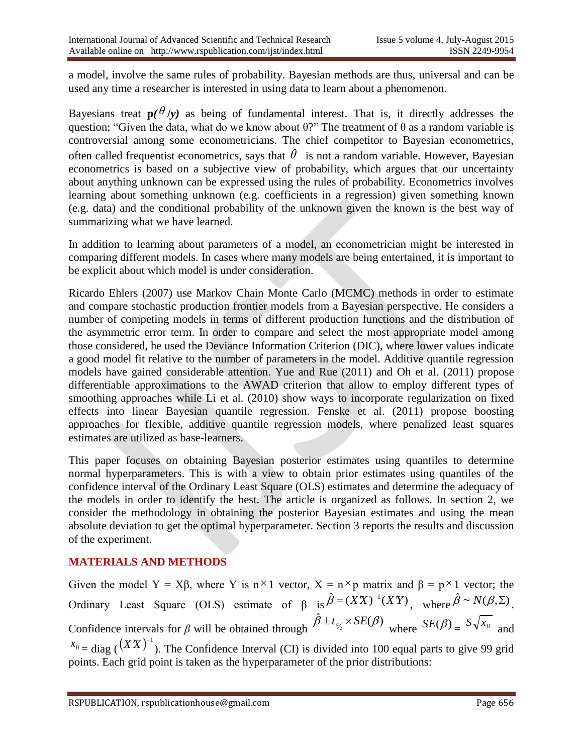a model, involve the same rules of probability. Bayesian methods are thus, universal and can be used any time a researcher is interested in using data to learn about a phenomenon.

Bayesians treat $\mathbf{p(}\theta\mathbf{/y)}$ as being of fundamental interest. That is, it directly addresses the question; "Given the data, what do we know about θ?" The treatment of θ as a random variable is controversial among some econometricians. The chief competitor to Bayesian econometrics, often called frequentist econometrics, says that $\theta$ is not a random variable. However, Bayesian econometrics is based on a subjective view of probability, which argues that our uncertainty about anything unknown can be expressed using the rules of probability. Econometrics involves learning about something unknown (e.g. coefficients in a regression) given something known (e.g. data) and the conditional probability of the unknown given the known is the best way of summarizing what we have learned.

In addition to learning about parameters of a model, an econometrician might be interested in comparing different models. In cases where many models are being entertained, it is important to be explicit about which model is under consideration.

Ricardo Ehlers (2007) use Markov Chain Monte Carlo (MCMC) methods in order to estimate and compare stochastic production frontier models from a Bayesian perspective. He considers a number of competing models in terms of different production functions and the distribution of the asymmetric error term. In order to compare and select the most appropriate model among those considered, he used the Deviance Information Criterion (DIC), where lower values indicate a good model fit relative to the number of parameters in the model. Additive quantile regression models have gained considerable attention. Yue and Rue (2011) and Oh et al. (2011) propose differentiable approximations to the AWAD criterion that allow to employ different types of smoothing approaches while Li et al. (2010) show ways to incorporate regularization on fixed effects into linear Bayesian quantile regression. Fenske et al. (2011) propose boosting approaches for flexible, additive quantile regression models, where penalized least squares estimates are utilized as base-learners.

This paper focuses on obtaining Bayesian posterior estimates using quantiles to determine normal hyperparameters. This is with a view to obtain prior estimates using quantiles of the confidence interval of the Ordinary Least Square (OLS) estimates and determine the adequacy of the models in order to identify the best. The article is organized as follows. In section 2, we consider the methodology in obtaining the posterior Bayesian estimates and using the mean absolute deviation to get the optimal hyperparameter. Section 3 reports the results and discussion of the experiment.

## MATERIALS AND METHODS

Given the model Y = Xβ, where Y is n×1 vector, X = n×p matrix and β = p×1 vector; the Ordinary Least Square (OLS) estimate of β is $\hat{\beta} = (X'X)^{-1}(X'Y)$, where $\hat{\beta} \sim N(\beta, \Sigma)$. Confidence intervals for $\beta$ will be obtained through $\hat{\beta} \pm t_{\alpha/2} \times SE(\beta)$ where $SE(\beta) = S\sqrt{x_{ii}}$ and $x_{ii}$ = diag ($(X'X)^{-1}$). The Confidence Interval (CI) is divided into 100 equal parts to give 99 grid points. Each grid point is taken as the hyperparameter of the prior distributions: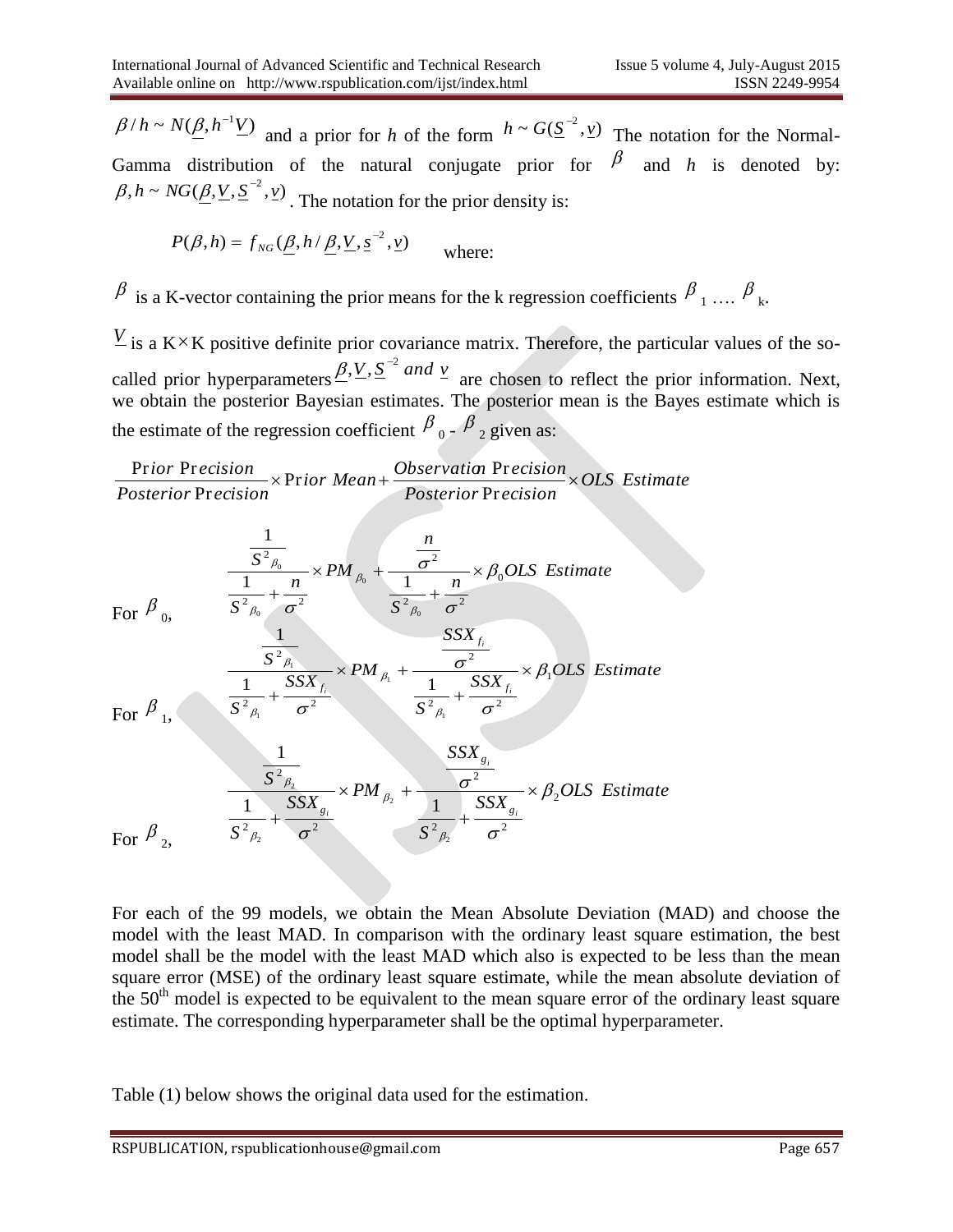$\beta / h \sim N(\underline{\beta}, h^{-1}\underline{V})$ and a prior for *h* of the form $h \sim G(\underline{S}^{-2}, \underline{v})$ The notation for the Normal-Gamma distribution of the natural conjugate prior for $\beta$ and *h* is denoted by: $\beta, h \sim NG(\underline{\beta}, \underline{V}, \underline{S}^{-2}, \underline{v})$. The notation for the prior density is:

$$P(\beta, h) = f_{NG}(\underline{\beta}, h / \underline{\beta}, \underline{V}, \underline{s}^{-2}, \underline{v}) \qquad \text{where:}$$

$\underline{\beta}$ is a K-vector containing the prior means for the k regression coefficients $\beta_1 \ldots. \beta_k$.

$\underline{V}$ is a K×K positive definite prior covariance matrix. Therefore, the particular values of the so-called prior hyperparameters $\underline{\beta}, \underline{V}, \underline{S}^{-2}$ *and* $\underline{v}$ are chosen to reflect the prior information. Next, we obtain the posterior Bayesian estimates. The posterior mean is the Bayes estimate which is the estimate of the regression coefficient $\beta_0$ - $\beta_2$ given as:

$$\frac{Prior\ Precision}{Posterior\ Precision} \times Prior\ Mean + \frac{Observation\ Precision}{Posterior\ Precision} \times OLS\ Estimate$$

For $\beta_0$,

$$\frac{\frac{1}{S^2{}_{\beta_0}}}{\frac{1}{S^2{}_{\beta_0}} + \frac{n}{\sigma^2}} \times PM_{\beta_0} + \frac{\frac{n}{\sigma^2}}{\frac{1}{S^2{}_{\beta_0}} + \frac{n}{\sigma^2}} \times \beta_0 OLS\ Estimate$$

For $\beta_1$,

$$\frac{\frac{1}{S^2{}_{\beta_1}}}{\frac{1}{S^2{}_{\beta_1}} + \frac{SSX_{f_i}}{\sigma^2}} \times PM_{\beta_1} + \frac{\frac{SSX_{f_i}}{\sigma^2}}{\frac{1}{S^2{}_{\beta_1}} + \frac{SSX_{f_i}}{\sigma^2}} \times \beta_1 OLS\ Estimate$$

For $\beta_2$,

$$\frac{\frac{1}{S^2{}_{\beta_2}}}{\frac{1}{S^2{}_{\beta_2}} + \frac{SSX_{g_i}}{\sigma^2}} \times PM_{\beta_2} + \frac{\frac{SSX_{g_i}}{\sigma^2}}{\frac{1}{S^2{}_{\beta_2}} + \frac{SSX_{g_i}}{\sigma^2}} \times \beta_2 OLS\ Estimate$$

For each of the 99 models, we obtain the Mean Absolute Deviation (MAD) and choose the model with the least MAD. In comparison with the ordinary least square estimation, the best model shall be the model with the least MAD which also is expected to be less than the mean square error (MSE) of the ordinary least square estimate, while the mean absolute deviation of the 50th model is expected to be equivalent to the mean square error of the ordinary least square estimate. The corresponding hyperparameter shall be the optimal hyperparameter.

Table (1) below shows the original data used for the estimation.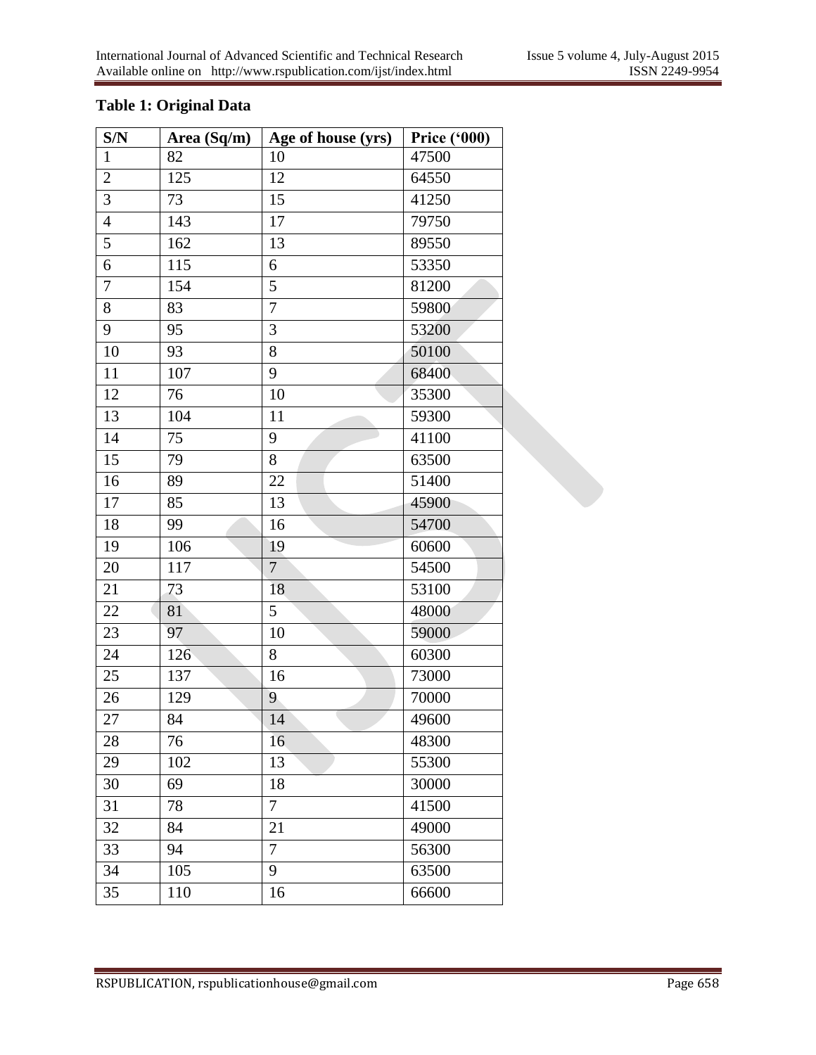**Table 1: Original Data**

| S/N | Area (Sq/m) | Age of house (yrs) | Price (‘000) |
|---|---|---|---|
| 1 | 82 | 10 | 47500 |
| 2 | 125 | 12 | 64550 |
| 3 | 73 | 15 | 41250 |
| 4 | 143 | 17 | 79750 |
| 5 | 162 | 13 | 89550 |
| 6 | 115 | 6 | 53350 |
| 7 | 154 | 5 | 81200 |
| 8 | 83 | 7 | 59800 |
| 9 | 95 | 3 | 53200 |
| 10 | 93 | 8 | 50100 |
| 11 | 107 | 9 | 68400 |
| 12 | 76 | 10 | 35300 |
| 13 | 104 | 11 | 59300 |
| 14 | 75 | 9 | 41100 |
| 15 | 79 | 8 | 63500 |
| 16 | 89 | 22 | 51400 |
| 17 | 85 | 13 | 45900 |
| 18 | 99 | 16 | 54700 |
| 19 | 106 | 19 | 60600 |
| 20 | 117 | 7 | 54500 |
| 21 | 73 | 18 | 53100 |
| 22 | 81 | 5 | 48000 |
| 23 | 97 | 10 | 59000 |
| 24 | 126 | 8 | 60300 |
| 25 | 137 | 16 | 73000 |
| 26 | 129 | 9 | 70000 |
| 27 | 84 | 14 | 49600 |
| 28 | 76 | 16 | 48300 |
| 29 | 102 | 13 | 55300 |
| 30 | 69 | 18 | 30000 |
| 31 | 78 | 7 | 41500 |
| 32 | 84 | 21 | 49000 |
| 33 | 94 | 7 | 56300 |
| 34 | 105 | 9 | 63500 |
| 35 | 110 | 16 | 66600 |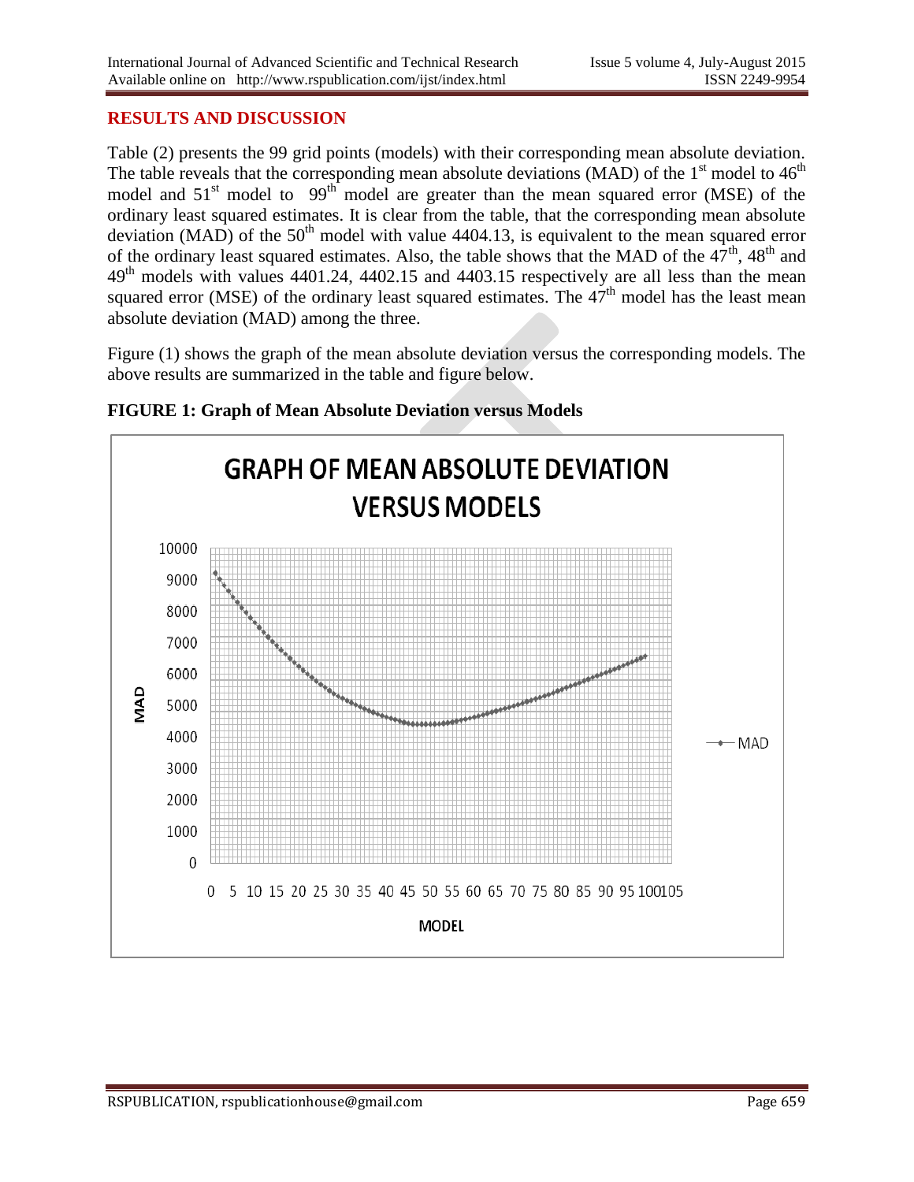## RESULTS AND DISCUSSION

Table (2) presents the 99 grid points (models) with their corresponding mean absolute deviation. The table reveals that the corresponding mean absolute deviations (MAD) of the 1st model to 46th model and 51st model to 99th model are greater than the mean squared error (MSE) of the ordinary least squared estimates. It is clear from the table, that the corresponding mean absolute deviation (MAD) of the 50th model with value 4404.13, is equivalent to the mean squared error of the ordinary least squared estimates. Also, the table shows that the MAD of the 47th, 48th and 49th models with values 4401.24, 4402.15 and 4403.15 respectively are all less than the mean squared error (MSE) of the ordinary least squared estimates. The 47th model has the least mean absolute deviation (MAD) among the three.

Figure (1) shows the graph of the mean absolute deviation versus the corresponding models. The above results are summarized in the table and figure below.

**FIGURE 1: Graph of Mean Absolute Deviation versus Models**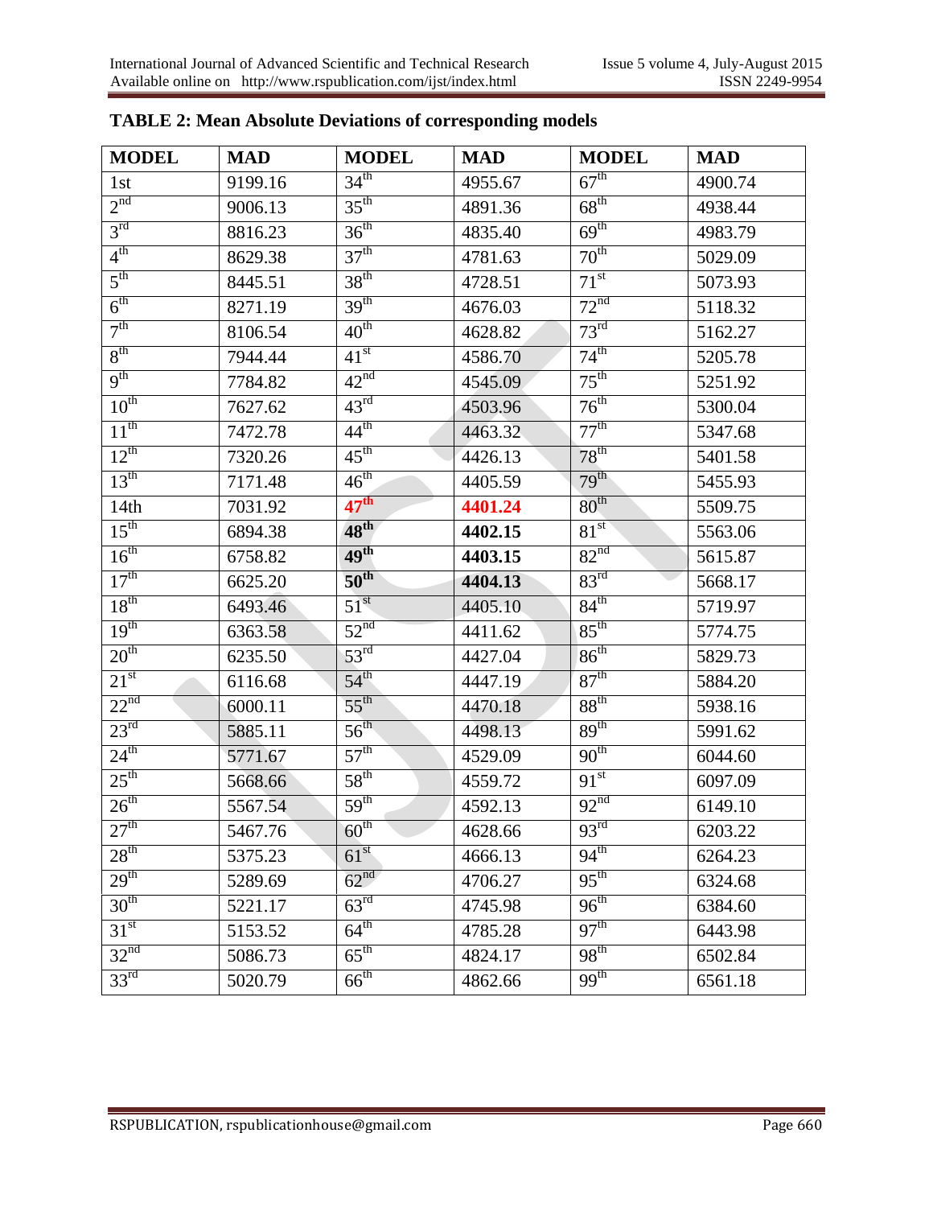**TABLE 2: Mean Absolute Deviations of corresponding models**

| MODEL | MAD | MODEL | MAD | MODEL | MAD |
|---|---|---|---|---|---|
| 1st | 9199.16 | 34th | 4955.67 | 67th | 4900.74 |
| 2nd | 9006.13 | 35th | 4891.36 | 68th | 4938.44 |
| 3rd | 8816.23 | 36th | 4835.40 | 69th | 4983.79 |
| 4th | 8629.38 | 37th | 4781.63 | 70th | 5029.09 |
| 5th | 8445.51 | 38th | 4728.51 | 71st | 5073.93 |
| 6th | 8271.19 | 39th | 4676.03 | 72nd | 5118.32 |
| 7th | 8106.54 | 40th | 4628.82 | 73rd | 5162.27 |
| 8th | 7944.44 | 41st | 4586.70 | 74th | 5205.78 |
| 9th | 7784.82 | 42nd | 4545.09 | 75th | 5251.92 |
| 10th | 7627.62 | 43rd | 4503.96 | 76th | 5300.04 |
| 11th | 7472.78 | 44th | 4463.32 | 77th | 5347.68 |
| 12th | 7320.26 | 45th | 4426.13 | 78th | 5401.58 |
| 13th | 7171.48 | 46th | 4405.59 | 79th | 5455.93 |
| 14th | 7031.92 | **47th** | **4401.24** | 80th | 5509.75 |
| 15th | 6894.38 | **48th** | **4402.15** | 81st | 5563.06 |
| 16th | 6758.82 | **49th** | **4403.15** | 82nd | 5615.87 |
| 17th | 6625.20 | **50th** | **4404.13** | 83rd | 5668.17 |
| 18th | 6493.46 | 51st | 4405.10 | 84th | 5719.97 |
| 19th | 6363.58 | 52nd | 4411.62 | 85th | 5774.75 |
| 20th | 6235.50 | 53rd | 4427.04 | 86th | 5829.73 |
| 21st | 6116.68 | 54th | 4447.19 | 87th | 5884.20 |
| 22nd | 6000.11 | 55th | 4470.18 | 88th | 5938.16 |
| 23rd | 5885.11 | 56th | 4498.13 | 89th | 5991.62 |
| 24th | 5771.67 | 57th | 4529.09 | 90th | 6044.60 |
| 25th | 5668.66 | 58th | 4559.72 | 91st | 6097.09 |
| 26th | 5567.54 | 59th | 4592.13 | 92nd | 6149.10 |
| 27th | 5467.76 | 60th | 4628.66 | 93rd | 6203.22 |
| 28th | 5375.23 | 61st | 4666.13 | 94th | 6264.23 |
| 29th | 5289.69 | 62nd | 4706.27 | 95th | 6324.68 |
| 30th | 5221.17 | 63rd | 4745.98 | 96th | 6384.60 |
| 31st | 5153.52 | 64th | 4785.28 | 97th | 6443.98 |
| 32nd | 5086.73 | 65th | 4824.17 | 98th | 6502.84 |
| 33rd | 5020.79 | 66th | 4862.66 | 99th | 6561.18 |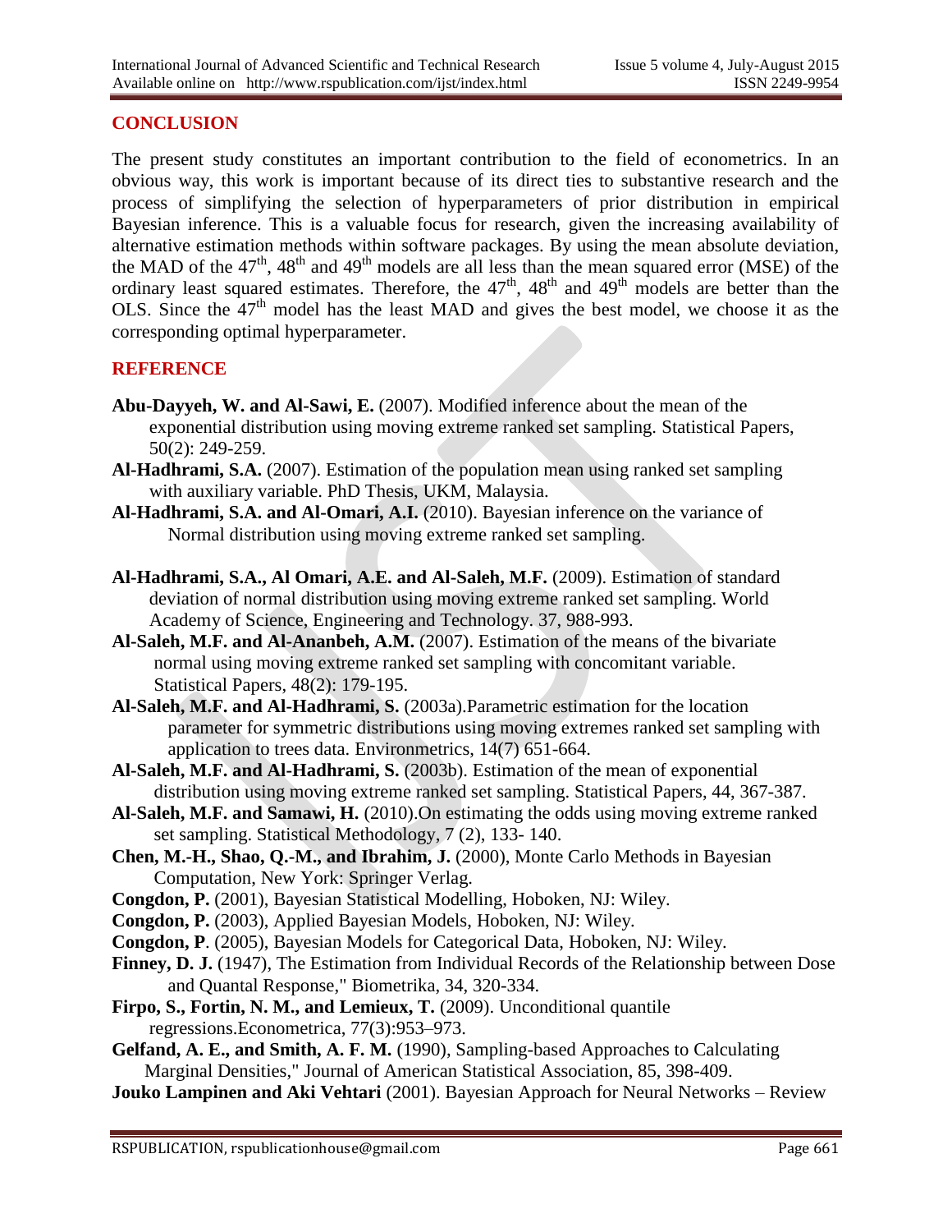## CONCLUSION

The present study constitutes an important contribution to the field of econometrics. In an obvious way, this work is important because of its direct ties to substantive research and the process of simplifying the selection of hyperparameters of prior distribution in empirical Bayesian inference. This is a valuable focus for research, given the increasing availability of alternative estimation methods within software packages. By using the mean absolute deviation, the MAD of the $47^{th}$, $48^{th}$ and $49^{th}$ models are all less than the mean squared error (MSE) of the ordinary least squared estimates. Therefore, the $47^{th}$, $48^{th}$ and $49^{th}$ models are better than the OLS. Since the $47^{th}$ model has the least MAD and gives the best model, we choose it as the corresponding optimal hyperparameter.

## REFERENCE

**Abu-Dayyeh, W. and Al-Sawi, E.** (2007). Modified inference about the mean of the exponential distribution using moving extreme ranked set sampling. Statistical Papers, 50(2): 249-259.

**Al-Hadhrami, S.A.** (2007). Estimation of the population mean using ranked set sampling with auxiliary variable. PhD Thesis, UKM, Malaysia.

**Al-Hadhrami, S.A. and Al-Omari, A.I.** (2010). Bayesian inference on the variance of Normal distribution using moving extreme ranked set sampling.

**Al-Hadhrami, S.A., Al Omari, A.E. and Al-Saleh, M.F.** (2009). Estimation of standard deviation of normal distribution using moving extreme ranked set sampling. World Academy of Science, Engineering and Technology. 37, 988-993.

**Al-Saleh, M.F. and Al-Ananbeh, A.M.** (2007). Estimation of the means of the bivariate normal using moving extreme ranked set sampling with concomitant variable. Statistical Papers, 48(2): 179-195.

**Al-Saleh, M.F. and Al-Hadhrami, S.** (2003a).Parametric estimation for the location parameter for symmetric distributions using moving extremes ranked set sampling with application to trees data. Environmetrics, 14(7) 651-664.

**Al-Saleh, M.F. and Al-Hadhrami, S.** (2003b). Estimation of the mean of exponential distribution using moving extreme ranked set sampling. Statistical Papers, 44, 367-387.

**Al-Saleh, M.F. and Samawi, H.** (2010).On estimating the odds using moving extreme ranked set sampling. Statistical Methodology, 7 (2), 133- 140.

**Chen, M.-H., Shao, Q.-M., and Ibrahim, J.** (2000), Monte Carlo Methods in Bayesian Computation, New York: Springer Verlag.

**Congdon, P.** (2001), Bayesian Statistical Modelling, Hoboken, NJ: Wiley.

**Congdon, P.** (2003), Applied Bayesian Models, Hoboken, NJ: Wiley.

**Congdon, P**. (2005), Bayesian Models for Categorical Data, Hoboken, NJ: Wiley.

**Finney, D. J.** (1947), The Estimation from Individual Records of the Relationship between Dose and Quantal Response," Biometrika, 34, 320-334.

**Firpo, S., Fortin, N. M., and Lemieux, T.** (2009). Unconditional quantile regressions.Econometrica, 77(3):953–973.

**Gelfand, A. E., and Smith, A. F. M.** (1990), Sampling-based Approaches to Calculating Marginal Densities," Journal of American Statistical Association, 85, 398-409.

**Jouko Lampinen and Aki Vehtari** (2001). Bayesian Approach for Neural Networks – Review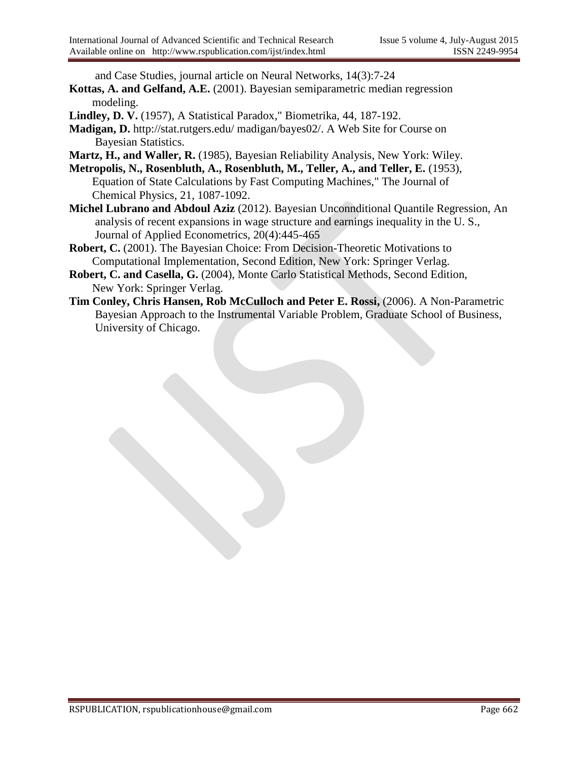and Case Studies, journal article on Neural Networks, 14(3):7-24

**Kottas, A. and Gelfand, A.E.** (2001). Bayesian semiparametric median regression modeling.

**Lindley, D. V.** (1957), A Statistical Paradox," Biometrika, 44, 187-192.

**Madigan, D.** http://stat.rutgers.edu/ madigan/bayes02/. A Web Site for Course on Bayesian Statistics.

**Martz, H., and Waller, R.** (1985), Bayesian Reliability Analysis, New York: Wiley.

**Metropolis, N., Rosenbluth, A., Rosenbluth, M., Teller, A., and Teller, E.** (1953), Equation of State Calculations by Fast Computing Machines," The Journal of Chemical Physics, 21, 1087-1092.

**Michel Lubrano and Abdoul Aziz** (2012). Bayesian Unconnditional Quantile Regression, An analysis of recent expansions in wage structure and earnings inequality in the U. S., Journal of Applied Econometrics, 20(4):445-465

**Robert, C.** (2001). The Bayesian Choice: From Decision-Theoretic Motivations to Computational Implementation, Second Edition, New York: Springer Verlag.

**Robert, C. and Casella, G.** (2004), Monte Carlo Statistical Methods, Second Edition, New York: Springer Verlag.

**Tim Conley, Chris Hansen, Rob McCulloch and Peter E. Rossi,** (2006). A Non-Parametric Bayesian Approach to the Instrumental Variable Problem, Graduate School of Business, University of Chicago.